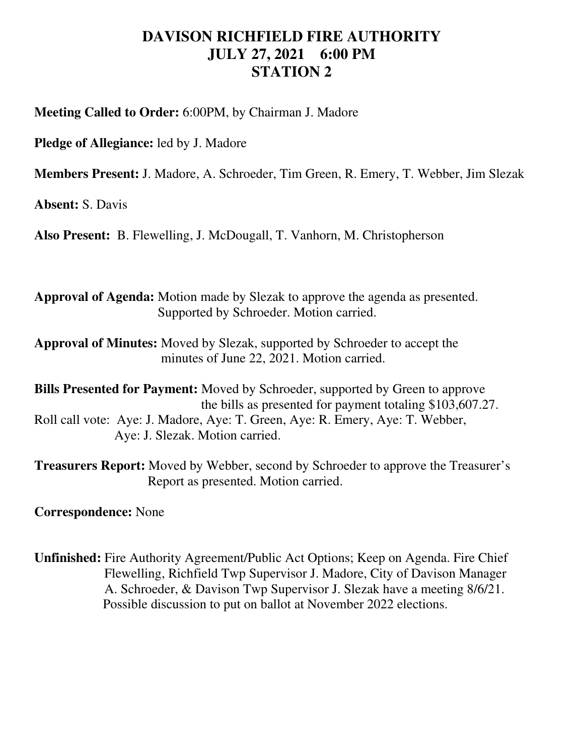# DAVISON RICHFIELD FIRE AUTHORITY
# JULY 27, 2021 6:00 PM
# STATION 2

**Meeting Called to Order:** 6:00PM, by Chairman J. Madore

**Pledge of Allegiance:** led by J. Madore

**Members Present:** J. Madore, A. Schroeder, Tim Green, R. Emery, T. Webber, Jim Slezak

**Absent:** S. Davis

**Also Present:** B. Flewelling, J. McDougall, T. Vanhorn, M. Christopherson

**Approval of Agenda:** Motion made by Slezak to approve the agenda as presented. Supported by Schroeder. Motion carried.

**Approval of Minutes:** Moved by Slezak, supported by Schroeder to accept the minutes of June 22, 2021. Motion carried.

**Bills Presented for Payment:** Moved by Schroeder, supported by Green to approve the bills as presented for payment totaling $103,607.27.
Roll call vote: Aye: J. Madore, Aye: T. Green, Aye: R. Emery, Aye: T. Webber, Aye: J. Slezak. Motion carried.

**Treasurers Report:** Moved by Webber, second by Schroeder to approve the Treasurer's Report as presented. Motion carried.

**Correspondence:** None

**Unfinished:** Fire Authority Agreement/Public Act Options; Keep on Agenda. Fire Chief Flewelling, Richfield Twp Supervisor J. Madore, City of Davison Manager A. Schroeder, & Davison Twp Supervisor J. Slezak have a meeting 8/6/21. Possible discussion to put on ballot at November 2022 elections.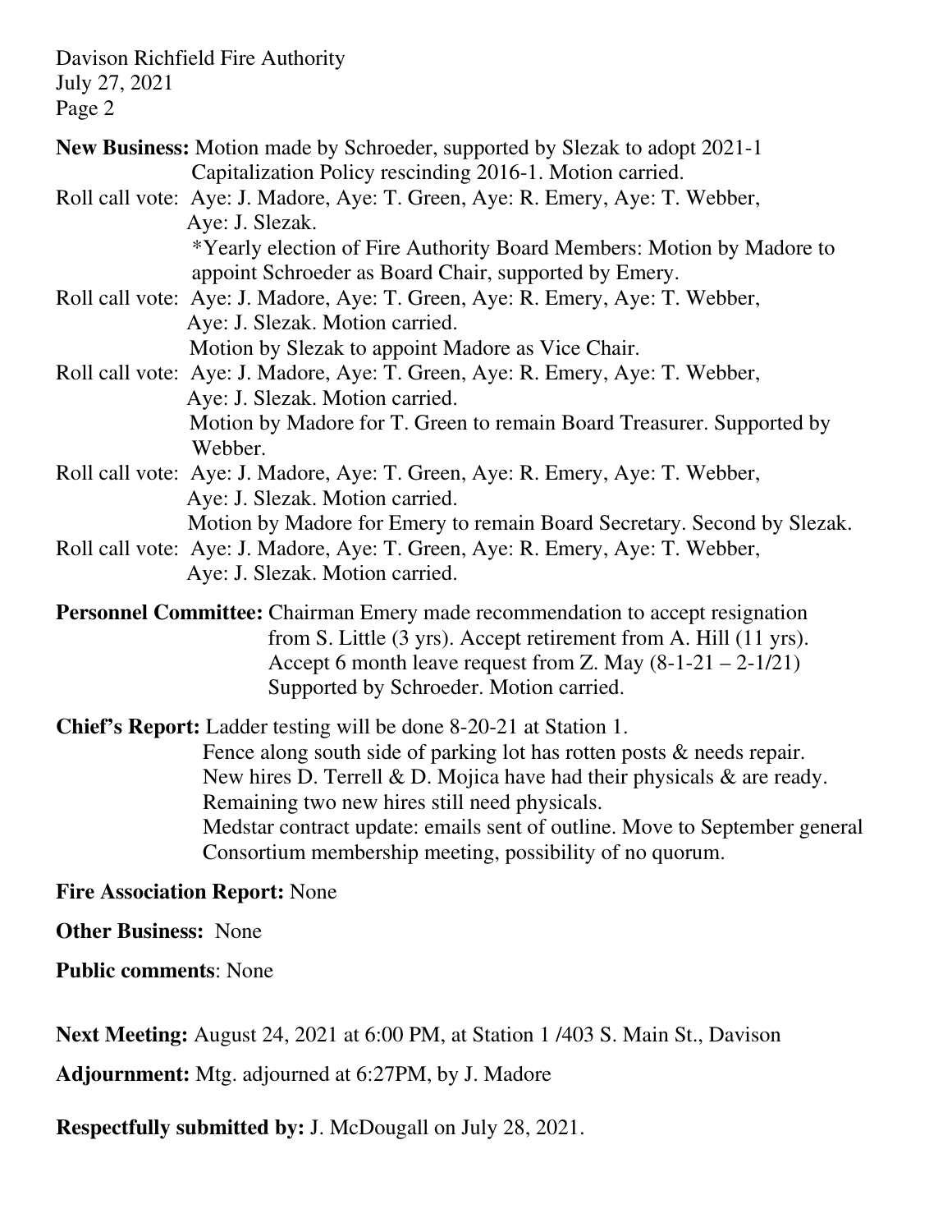**New Business:** Motion made by Schroeder, supported by Slezak to adopt 2021-1 Capitalization Policy rescinding 2016-1. Motion carried.

Roll call vote: Aye: J. Madore, Aye: T. Green, Aye: R. Emery, Aye: T. Webber, Aye: J. Slezak.

*Yearly election of Fire Authority Board Members: Motion by Madore to appoint Schroeder as Board Chair, supported by Emery.

Roll call vote: Aye: J. Madore, Aye: T. Green, Aye: R. Emery, Aye: T. Webber, Aye: J. Slezak. Motion carried.

Motion by Slezak to appoint Madore as Vice Chair.

Roll call vote: Aye: J. Madore, Aye: T. Green, Aye: R. Emery, Aye: T. Webber, Aye: J. Slezak. Motion carried.

Motion by Madore for T. Green to remain Board Treasurer. Supported by Webber.

Roll call vote: Aye: J. Madore, Aye: T. Green, Aye: R. Emery, Aye: T. Webber, Aye: J. Slezak. Motion carried.

Motion by Madore for Emery to remain Board Secretary. Second by Slezak.

Roll call vote: Aye: J. Madore, Aye: T. Green, Aye: R. Emery, Aye: T. Webber, Aye: J. Slezak. Motion carried.

**Personnel Committee:** Chairman Emery made recommendation to accept resignation from S. Little (3 yrs). Accept retirement from A. Hill (11 yrs). Accept 6 month leave request from Z. May (8-1-21 – 2-1/21) Supported by Schroeder. Motion carried.

**Chief's Report:** Ladder testing will be done 8-20-21 at Station 1.
Fence along south side of parking lot has rotten posts & needs repair.
New hires D. Terrell & D. Mojica have had their physicals & are ready.
Remaining two new hires still need physicals.
Medstar contract update: emails sent of outline. Move to September general Consortium membership meeting, possibility of no quorum.

**Fire Association Report:** None

**Other Business:** None

**Public comments**: None

**Next Meeting:** August 24, 2021 at 6:00 PM, at Station 1 /403 S. Main St., Davison

**Adjournment:** Mtg. adjourned at 6:27PM, by J. Madore

**Respectfully submitted by:** J. McDougall on July 28, 2021.